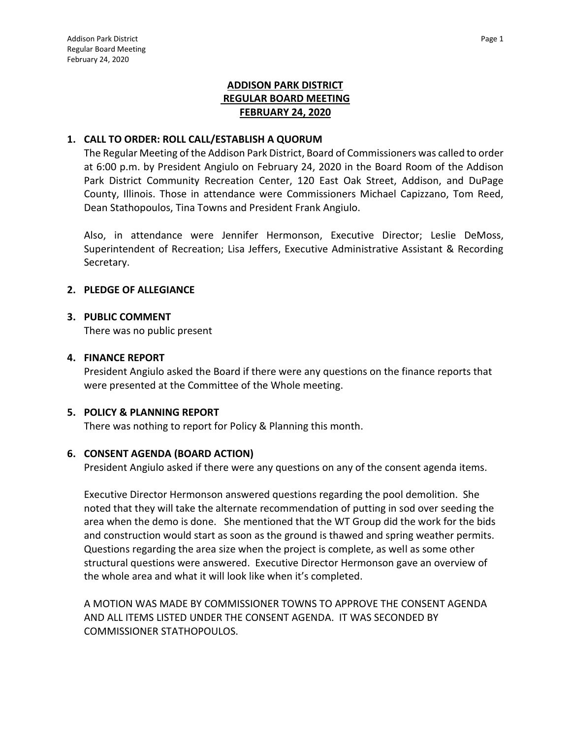# ADDISON PARK DISTRICT
# REGULAR BOARD MEETING
# FEBRUARY 24, 2020

## 1. CALL TO ORDER: ROLL CALL/ESTABLISH A QUORUM

The Regular Meeting of the Addison Park District, Board of Commissioners was called to order at 6:00 p.m. by President Angiulo on February 24, 2020 in the Board Room of the Addison Park District Community Recreation Center, 120 East Oak Street, Addison, and DuPage County, Illinois. Those in attendance were Commissioners Michael Capizzano, Tom Reed, Dean Stathopoulos, Tina Towns and President Frank Angiulo.

Also, in attendance were Jennifer Hermonson, Executive Director; Leslie DeMoss, Superintendent of Recreation; Lisa Jeffers, Executive Administrative Assistant & Recording Secretary.

## 2. PLEDGE OF ALLEGIANCE

## 3. PUBLIC COMMENT

There was no public present

## 4. FINANCE REPORT

President Angiulo asked the Board if there were any questions on the finance reports that were presented at the Committee of the Whole meeting.

## 5. POLICY & PLANNING REPORT

There was nothing to report for Policy & Planning this month.

## 6. CONSENT AGENDA (BOARD ACTION)

President Angiulo asked if there were any questions on any of the consent agenda items.

Executive Director Hermonson answered questions regarding the pool demolition. She noted that they will take the alternate recommendation of putting in sod over seeding the area when the demo is done. She mentioned that the WT Group did the work for the bids and construction would start as soon as the ground is thawed and spring weather permits. Questions regarding the area size when the project is complete, as well as some other structural questions were answered. Executive Director Hermonson gave an overview of the whole area and what it will look like when it's completed.

A MOTION WAS MADE BY COMMISSIONER TOWNS TO APPROVE THE CONSENT AGENDA AND ALL ITEMS LISTED UNDER THE CONSENT AGENDA. IT WAS SECONDED BY COMMISSIONER STATHOPOULOS.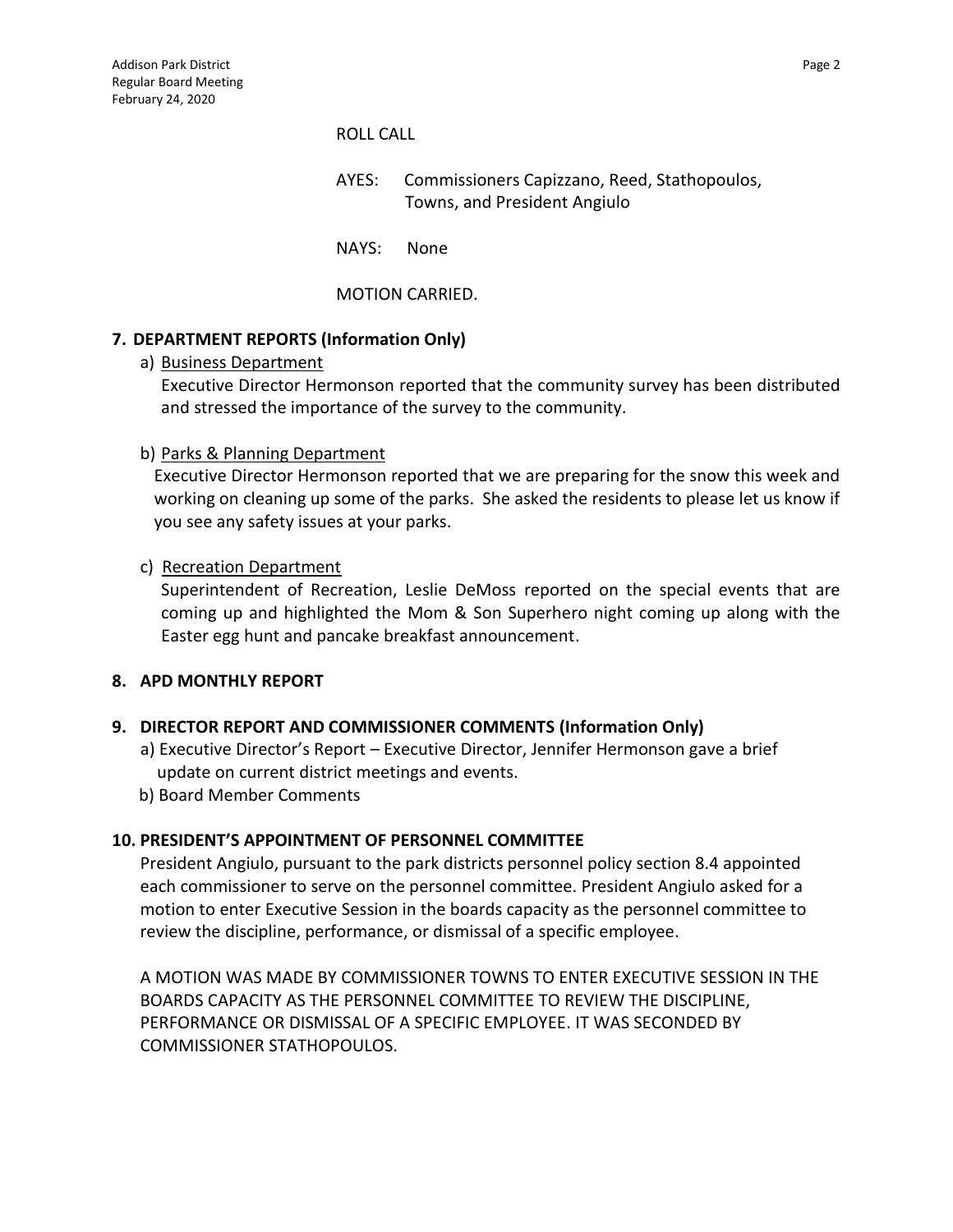ROLL CALL

AYES: Commissioners Capizzano, Reed, Stathopoulos, Towns, and President Angiulo

NAYS: None

MOTION CARRIED.

**7. DEPARTMENT REPORTS (Information Only)**

a) Business Department
Executive Director Hermonson reported that the community survey has been distributed and stressed the importance of the survey to the community.

b) Parks & Planning Department
Executive Director Hermonson reported that we are preparing for the snow this week and working on cleaning up some of the parks. She asked the residents to please let us know if you see any safety issues at your parks.

c) Recreation Department
Superintendent of Recreation, Leslie DeMoss reported on the special events that are coming up and highlighted the Mom & Son Superhero night coming up along with the Easter egg hunt and pancake breakfast announcement.

**8. APD MONTHLY REPORT**

**9. DIRECTOR REPORT AND COMMISSIONER COMMENTS (Information Only)**

a) Executive Director's Report – Executive Director, Jennifer Hermonson gave a brief update on current district meetings and events.

b) Board Member Comments

**10. PRESIDENT'S APPOINTMENT OF PERSONNEL COMMITTEE**

President Angiulo, pursuant to the park districts personnel policy section 8.4 appointed each commissioner to serve on the personnel committee. President Angiulo asked for a motion to enter Executive Session in the boards capacity as the personnel committee to review the discipline, performance, or dismissal of a specific employee.

A MOTION WAS MADE BY COMMISSIONER TOWNS TO ENTER EXECUTIVE SESSION IN THE BOARDS CAPACITY AS THE PERSONNEL COMMITTEE TO REVIEW THE DISCIPLINE, PERFORMANCE OR DISMISSAL OF A SPECIFIC EMPLOYEE. IT WAS SECONDED BY COMMISSIONER STATHOPOULOS.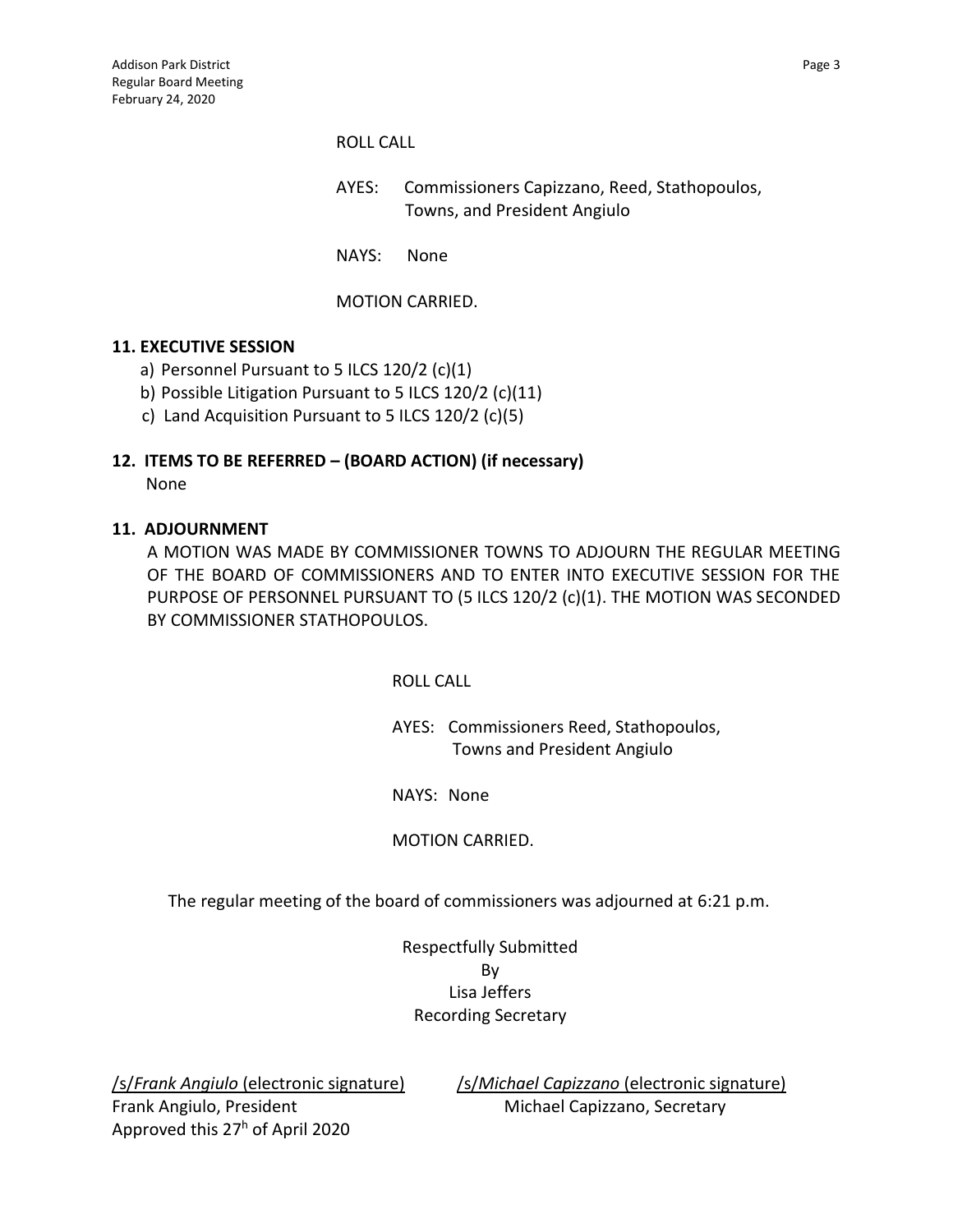ROLL CALL

AYES: Commissioners Capizzano, Reed, Stathopoulos, Towns, and President Angiulo

NAYS: None

MOTION CARRIED.

**11. EXECUTIVE SESSION**

a) Personnel Pursuant to 5 ILCS 120/2 (c)(1)
b) Possible Litigation Pursuant to 5 ILCS 120/2 (c)(11)
c) Land Acquisition Pursuant to 5 ILCS 120/2 (c)(5)

**12. ITEMS TO BE REFERRED – (BOARD ACTION) (if necessary)**

None

**11. ADJOURNMENT**

A MOTION WAS MADE BY COMMISSIONER TOWNS TO ADJOURN THE REGULAR MEETING OF THE BOARD OF COMMISSIONERS AND TO ENTER INTO EXECUTIVE SESSION FOR THE PURPOSE OF PERSONNEL PURSUANT TO (5 ILCS 120/2 (c)(1). THE MOTION WAS SECONDED BY COMMISSIONER STATHOPOULOS.

ROLL CALL

AYES: Commissioners Reed, Stathopoulos, Towns and President Angiulo

NAYS: None

MOTION CARRIED.

The regular meeting of the board of commissioners was adjourned at 6:21 p.m.

Respectfully Submitted
By
Lisa Jeffers
Recording Secretary

/s/*Frank Angiulo* (electronic signature)
Frank Angiulo, President
Approved this 27h of April 2020

/s/*Michael Capizzano* (electronic signature)
Michael Capizzano, Secretary